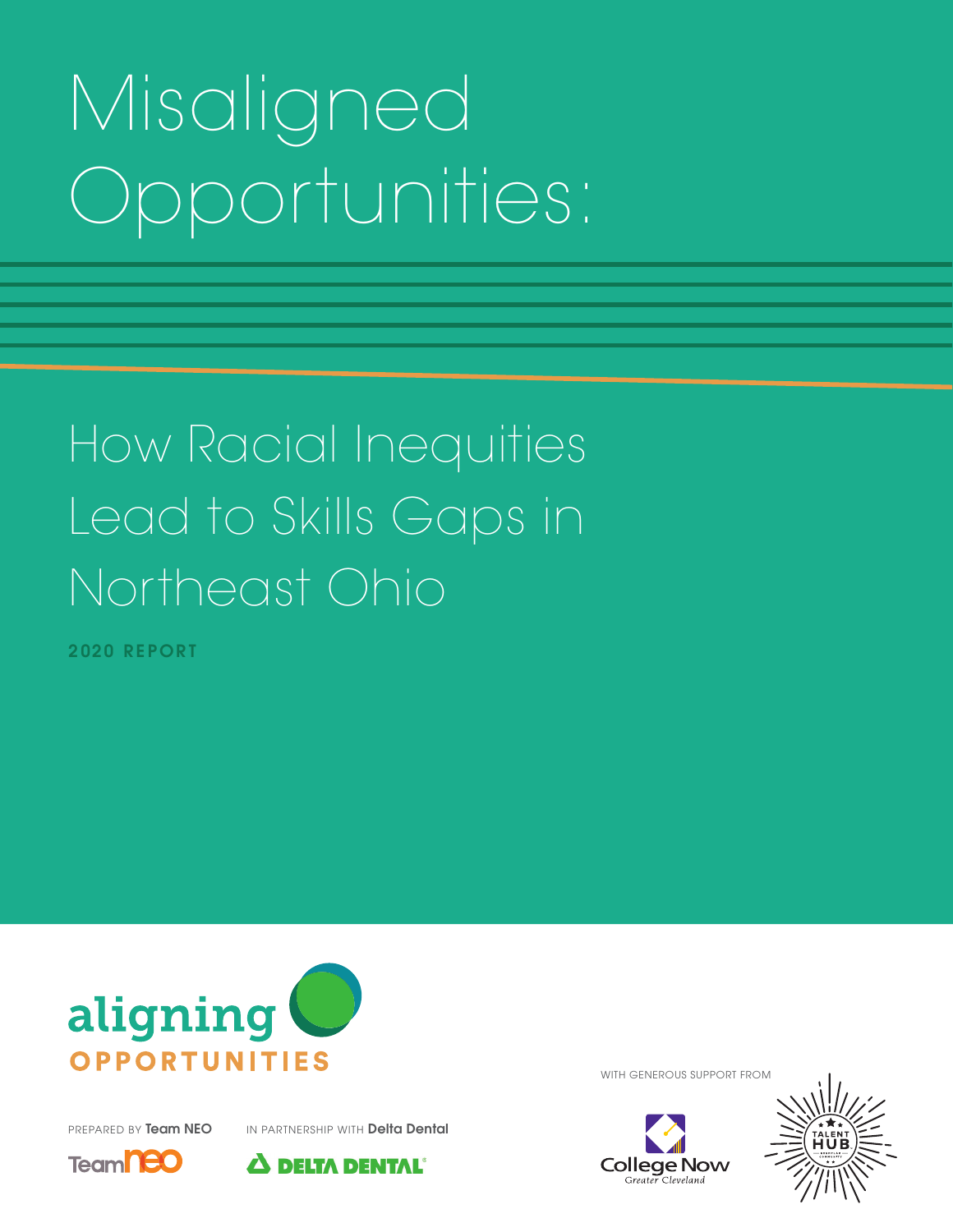# Misaligned Opportunities:

## How Racial Inequities Lead to Skills Gaps in Northeast Ohio

**2020 REPORT**

aligning OPPORTUNITIES

PREPARED BY **Team NEO**

IN PARTNERSHIP WITH **Delta Dental**

WITH GENEROUS SUPPORT FROM

College Now Greater Cleveland

Talent Hub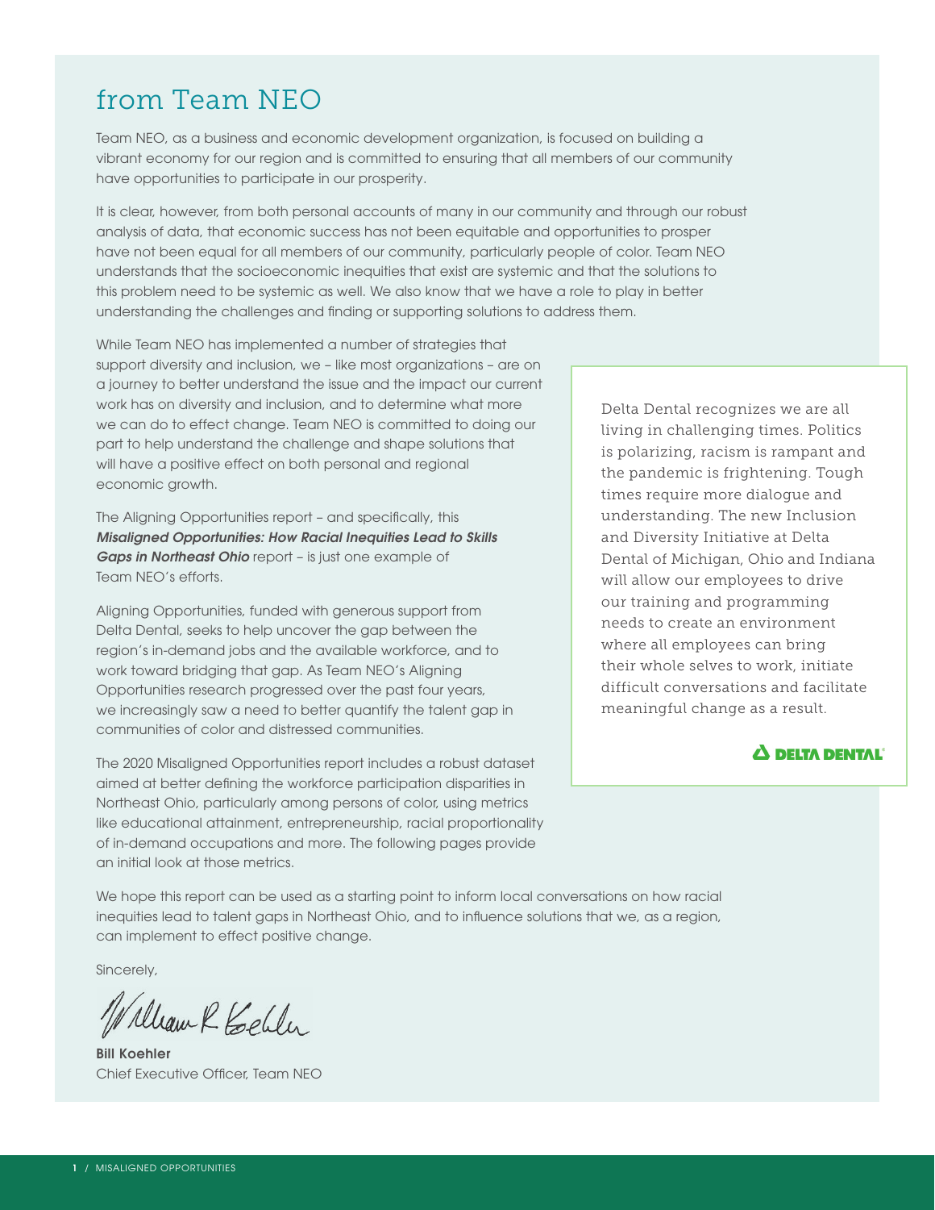# from Team NEO

Team NEO, as a business and economic development organization, is focused on building a vibrant economy for our region and is committed to ensuring that all members of our community have opportunities to participate in our prosperity.

It is clear, however, from both personal accounts of many in our community and through our robust analysis of data, that economic success has not been equitable and opportunities to prosper have not been equal for all members of our community, particularly people of color. Team NEO understands that the socioeconomic inequities that exist are systemic and that the solutions to this problem need to be systemic as well. We also know that we have a role to play in better understanding the challenges and finding or supporting solutions to address them.

While Team NEO has implemented a number of strategies that support diversity and inclusion, we – like most organizations – are on a journey to better understand the issue and the impact our current work has on diversity and inclusion, and to determine what more we can do to effect change. Team NEO is committed to doing our part to help understand the challenge and shape solutions that will have a positive effect on both personal and regional economic growth.

The Aligning Opportunities report – and specifically, this ***Misaligned Opportunities: How Racial Inequities Lead to Skills Gaps in Northeast Ohio*** report – is just one example of Team NEO's efforts.

Aligning Opportunities, funded with generous support from Delta Dental, seeks to help uncover the gap between the region's in-demand jobs and the available workforce, and to work toward bridging that gap. As Team NEO's Aligning Opportunities research progressed over the past four years, we increasingly saw a need to better quantify the talent gap in communities of color and distressed communities.

The 2020 Misaligned Opportunities report includes a robust dataset aimed at better defining the workforce participation disparities in Northeast Ohio, particularly among persons of color, using metrics like educational attainment, entrepreneurship, racial proportionality of in-demand occupations and more. The following pages provide an initial look at those metrics.

> Delta Dental recognizes we are all living in challenging times. Politics is polarizing, racism is rampant and the pandemic is frightening. Tough times require more dialogue and understanding. The new Inclusion and Diversity Initiative at Delta Dental of Michigan, Ohio and Indiana will allow our employees to drive our training and programming needs to create an environment where all employees can bring their whole selves to work, initiate difficult conversations and facilitate meaningful change as a result.
>
> DELTA DENTAL

We hope this report can be used as a starting point to inform local conversations on how racial inequities lead to talent gaps in Northeast Ohio, and to influence solutions that we, as a region, can implement to effect positive change.

Sincerely,

William R Koehler

**Bill Koehler**
Chief Executive Officer, Team NEO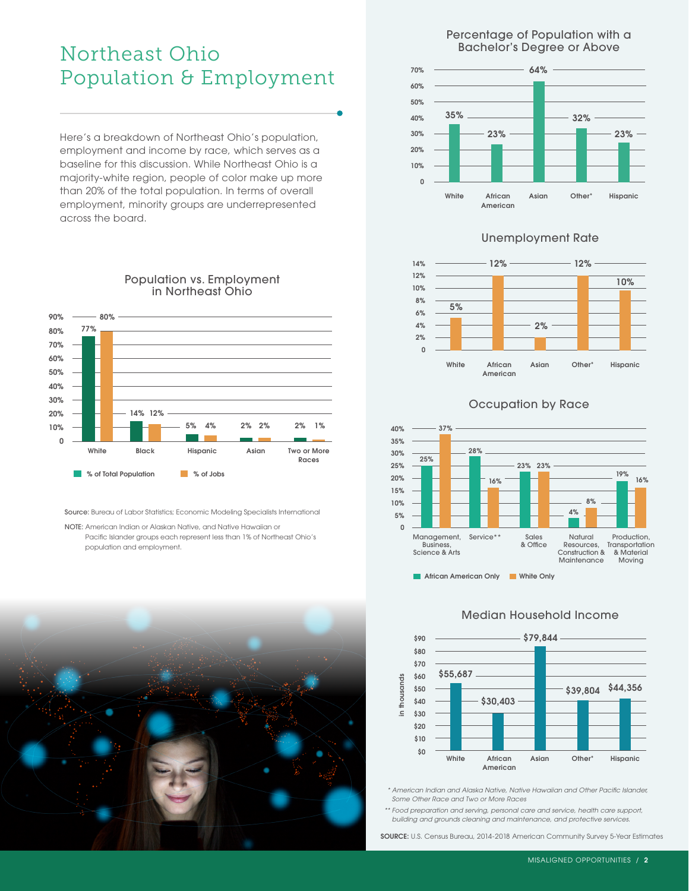# Northeast Ohio Population & Employment

Here's a breakdown of Northeast Ohio's population, employment and income by race, which serves as a baseline for this discussion. While Northeast Ohio is a majority-white region, people of color make up more than 20% of the total population. In terms of overall employment, minority groups are underrepresented across the board.

## Population vs. Employment in Northeast Ohio

| | % of Total Population | % of Jobs |
|---|---|---|
| White | 77% | 80% |
| Black | 14% | 12% |
| Hispanic | 5% | 4% |
| Asian | 2% | 2% |
| Two or More Races | 2% | 1% |

**Source:** Bureau of Labor Statistics; Economic Modeling Specialists International

NOTE: American Indian or Alaskan Native, and Native Hawaiian or Pacific Islander groups each represent less than 1% of Northeast Ohio's population and employment.

## Percentage of Population with a Bachelor's Degree or Above

| White | African American | Asian | Other* | Hispanic |
|---|---|---|---|---|
| 35% | 23% | 64% | 32% | 23% |

## Unemployment Rate

| White | African American | Asian | Other* | Hispanic |
|---|---|---|---|---|
| 5% | 12% | 2% | 12% | 10% |

## Occupation by Race

| | African American Only | White Only |
|---|---|---|
| Management, Business, Science & Arts | 25% | 37% |
| Service** | 28% | 16% |
| Sales & Office | 23% | 23% |
| Natural Resources, Construction & Maintenance | 4% | 8% |
| Production, Transportation & Material Moving | 19% | 16% |

## Median Household Income

| White | African American | Asian | Other* | Hispanic |
|---|---|---|---|---|
| $55,687 | $30,403 | $79,844 | $39,804 | $44,356 |

*\* American Indian and Alaska Native, Native Hawaiian and Other Pacific Islander, Some Other Race and Two or More Races*

*\*\* Food preparation and serving, personal care and service, health care support, building and grounds cleaning and maintenance, and protective services.*

**SOURCE:** U.S. Census Bureau, 2014-2018 American Community Survey 5-Year Estimates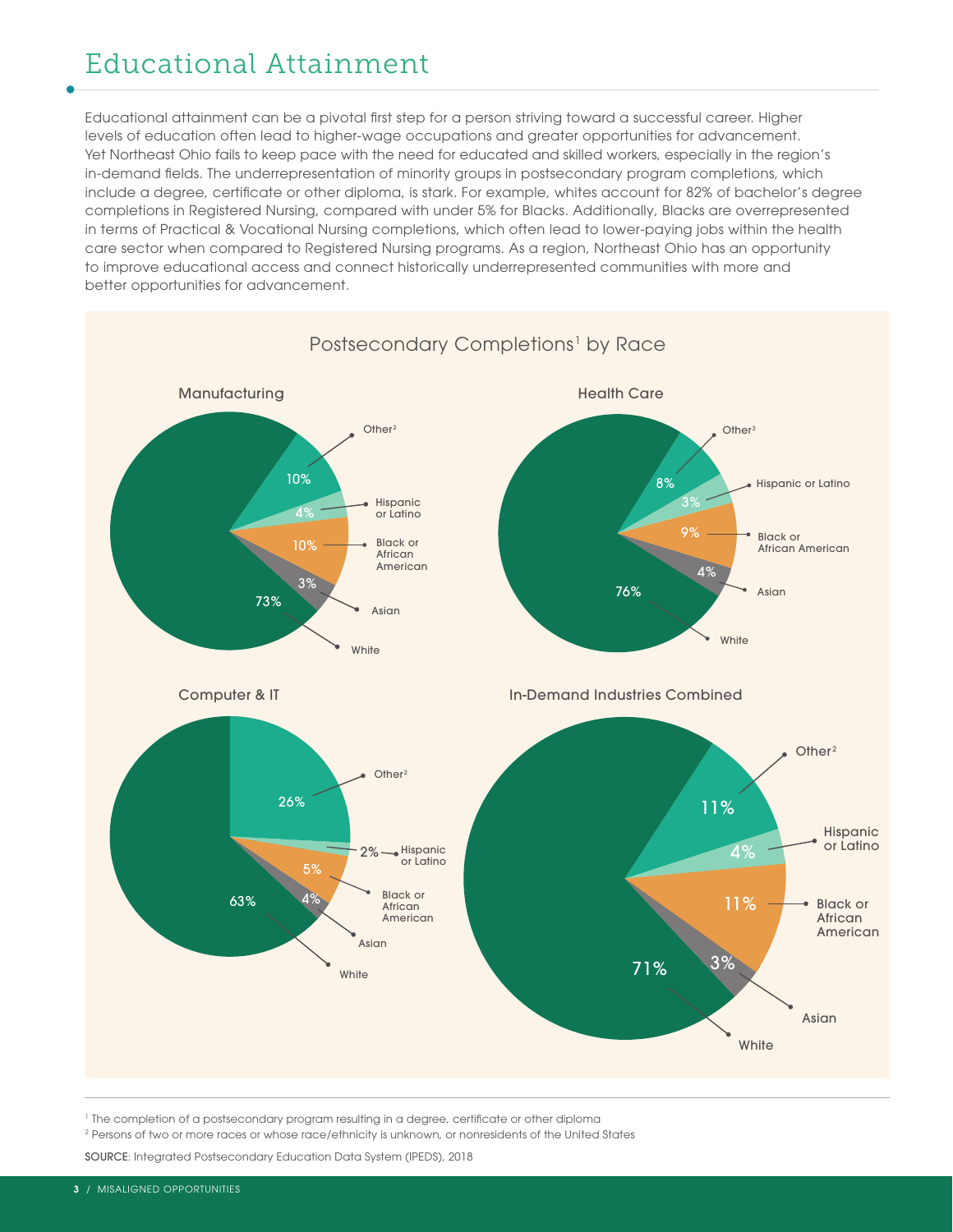# Educational Attainment

Educational attainment can be a pivotal first step for a person striving toward a successful career. Higher levels of education often lead to higher-wage occupations and greater opportunities for advancement. Yet Northeast Ohio fails to keep pace with the need for educated and skilled workers, especially in the region's in-demand fields. The underrepresentation of minority groups in postsecondary program completions, which include a degree, certificate or other diploma, is stark. For example, whites account for 82% of bachelor's degree completions in Registered Nursing, compared with under 5% for Blacks. Additionally, Blacks are overrepresented in terms of Practical & Vocational Nursing completions, which often lead to lower-paying jobs within the health care sector when compared to Registered Nursing programs. As a region, Northeast Ohio has an opportunity to improve educational access and connect historically underrepresented communities with more and better opportunities for advancement.

## Postsecondary Completions[1] by Race

| Race | Manufacturing | Health Care | Computer & IT | In-Demand Industries Combined |
|---|---|---|---|---|
| Other[2] | 10% | 8% | 26% | 11% |
| Hispanic or Latino | 4% | 3% | 2% | 4% |
| Black or African American | 10% | 9% | 5% | 11% |
| Asian | 3% | 4% | 4% | 3% |
| White | 73% | 76% | 63% | 71% |

[1] The completion of a postsecondary program resulting in a degree, certificate or other diploma

[2] Persons of two or more races or whose race/ethnicity is unknown, or nonresidents of the United States

**SOURCE**: Integrated Postsecondary Education Data System (IPEDS), 2018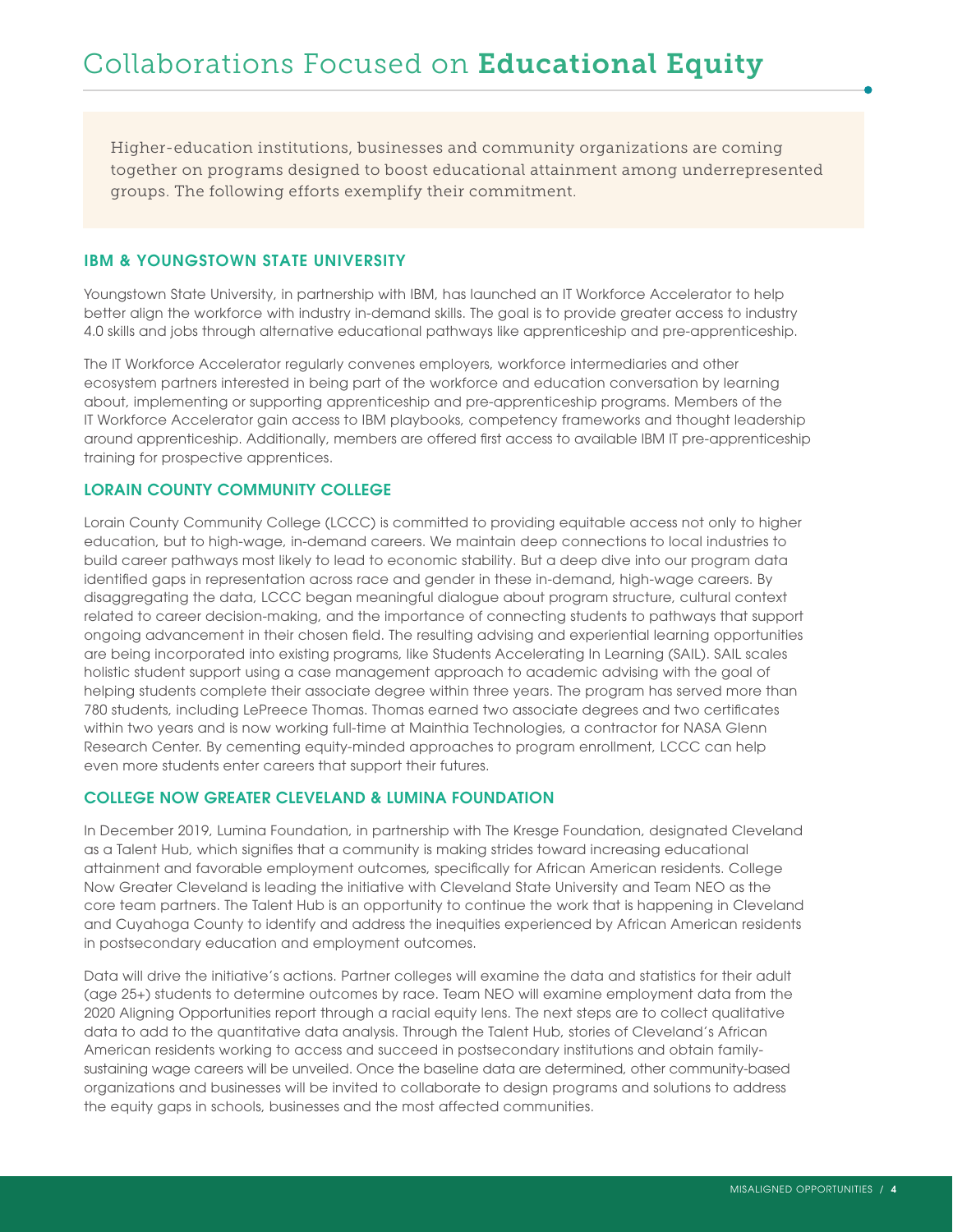# Collaborations Focused on **Educational Equity**

Higher-education institutions, businesses and community organizations are coming together on programs designed to boost educational attainment among underrepresented groups. The following efforts exemplify their commitment.

## IBM & YOUNGSTOWN STATE UNIVERSITY

Youngstown State University, in partnership with IBM, has launched an IT Workforce Accelerator to help better align the workforce with industry in-demand skills. The goal is to provide greater access to industry 4.0 skills and jobs through alternative educational pathways like apprenticeship and pre-apprenticeship.

The IT Workforce Accelerator regularly convenes employers, workforce intermediaries and other ecosystem partners interested in being part of the workforce and education conversation by learning about, implementing or supporting apprenticeship and pre-apprenticeship programs. Members of the IT Workforce Accelerator gain access to IBM playbooks, competency frameworks and thought leadership around apprenticeship. Additionally, members are offered first access to available IBM IT pre-apprenticeship training for prospective apprentices.

## LORAIN COUNTY COMMUNITY COLLEGE

Lorain County Community College (LCCC) is committed to providing equitable access not only to higher education, but to high-wage, in-demand careers. We maintain deep connections to local industries to build career pathways most likely to lead to economic stability. But a deep dive into our program data identified gaps in representation across race and gender in these in-demand, high-wage careers. By disaggregating the data, LCCC began meaningful dialogue about program structure, cultural context related to career decision-making, and the importance of connecting students to pathways that support ongoing advancement in their chosen field. The resulting advising and experiential learning opportunities are being incorporated into existing programs, like Students Accelerating In Learning (SAIL). SAIL scales holistic student support using a case management approach to academic advising with the goal of helping students complete their associate degree within three years. The program has served more than 780 students, including LePreece Thomas. Thomas earned two associate degrees and two certificates within two years and is now working full-time at Mainthia Technologies, a contractor for NASA Glenn Research Center. By cementing equity-minded approaches to program enrollment, LCCC can help even more students enter careers that support their futures.

## COLLEGE NOW GREATER CLEVELAND & LUMINA FOUNDATION

In December 2019, Lumina Foundation, in partnership with The Kresge Foundation, designated Cleveland as a Talent Hub, which signifies that a community is making strides toward increasing educational attainment and favorable employment outcomes, specifically for African American residents. College Now Greater Cleveland is leading the initiative with Cleveland State University and Team NEO as the core team partners. The Talent Hub is an opportunity to continue the work that is happening in Cleveland and Cuyahoga County to identify and address the inequities experienced by African American residents in postsecondary education and employment outcomes.

Data will drive the initiative's actions. Partner colleges will examine the data and statistics for their adult (age 25+) students to determine outcomes by race. Team NEO will examine employment data from the 2020 Aligning Opportunities report through a racial equity lens. The next steps are to collect qualitative data to add to the quantitative data analysis. Through the Talent Hub, stories of Cleveland's African American residents working to access and succeed in postsecondary institutions and obtain family-sustaining wage careers will be unveiled. Once the baseline data are determined, other community-based organizations and businesses will be invited to collaborate to design programs and solutions to address the equity gaps in schools, businesses and the most affected communities.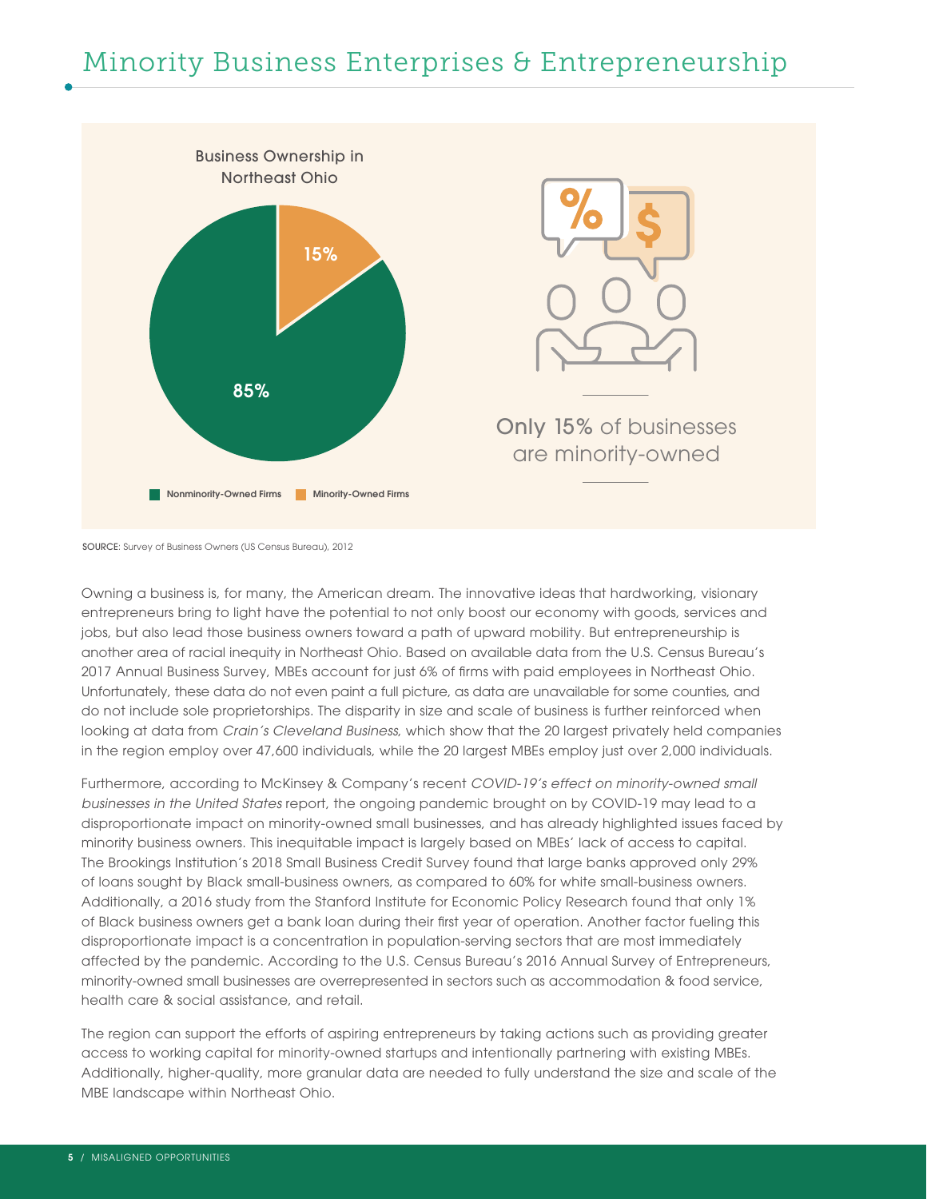# Minority Business Enterprises & Entrepreneurship

Business Ownership in Northeast Ohio

15%

85%

Nonminority-Owned Firms Minority-Owned Firms

Only 15% of businesses are minority-owned

SOURCE: Survey of Business Owners (US Census Bureau), 2012

Owning a business is, for many, the American dream. The innovative ideas that hardworking, visionary entrepreneurs bring to light have the potential to not only boost our economy with goods, services and jobs, but also lead those business owners toward a path of upward mobility. But entrepreneurship is another area of racial inequity in Northeast Ohio. Based on available data from the U.S. Census Bureau's 2017 Annual Business Survey, MBEs account for just 6% of firms with paid employees in Northeast Ohio. Unfortunately, these data do not even paint a full picture, as data are unavailable for some counties, and do not include sole proprietorships. The disparity in size and scale of business is further reinforced when looking at data from *Crain's Cleveland Business*, which show that the 20 largest privately held companies in the region employ over 47,600 individuals, while the 20 largest MBEs employ just over 2,000 individuals.

Furthermore, according to McKinsey & Company's recent *COVID-19's effect on minority-owned small businesses in the United States* report, the ongoing pandemic brought on by COVID-19 may lead to a disproportionate impact on minority-owned small businesses, and has already highlighted issues faced by minority business owners. This inequitable impact is largely based on MBEs' lack of access to capital. The Brookings Institution's 2018 Small Business Credit Survey found that large banks approved only 29% of loans sought by Black small-business owners, as compared to 60% for white small-business owners. Additionally, a 2016 study from the Stanford Institute for Economic Policy Research found that only 1% of Black business owners get a bank loan during their first year of operation. Another factor fueling this disproportionate impact is a concentration in population-serving sectors that are most immediately affected by the pandemic. According to the U.S. Census Bureau's 2016 Annual Survey of Entrepreneurs, minority-owned small businesses are overrepresented in sectors such as accommodation & food service, health care & social assistance, and retail.

The region can support the efforts of aspiring entrepreneurs by taking actions such as providing greater access to working capital for minority-owned startups and intentionally partnering with existing MBEs. Additionally, higher-quality, more granular data are needed to fully understand the size and scale of the MBE landscape within Northeast Ohio.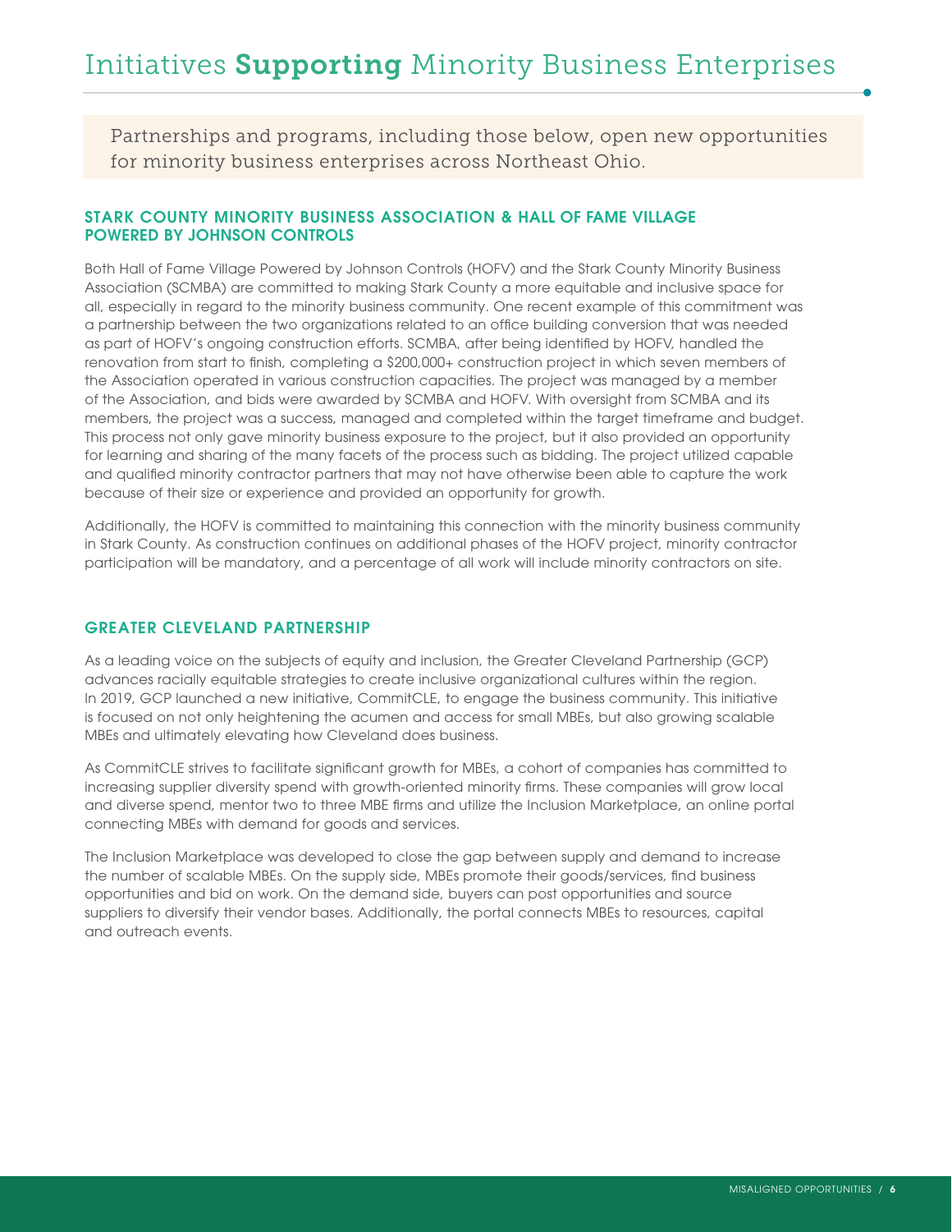# Initiatives **Supporting** Minority Business Enterprises

Partnerships and programs, including those below, open new opportunities for minority business enterprises across Northeast Ohio.

### STARK COUNTY MINORITY BUSINESS ASSOCIATION & HALL OF FAME VILLAGE POWERED BY JOHNSON CONTROLS

Both Hall of Fame Village Powered by Johnson Controls (HOFV) and the Stark County Minority Business Association (SCMBA) are committed to making Stark County a more equitable and inclusive space for all, especially in regard to the minority business community. One recent example of this commitment was a partnership between the two organizations related to an office building conversion that was needed as part of HOFV's ongoing construction efforts. SCMBA, after being identified by HOFV, handled the renovation from start to finish, completing a $200,000+ construction project in which seven members of the Association operated in various construction capacities. The project was managed by a member of the Association, and bids were awarded by SCMBA and HOFV. With oversight from SCMBA and its members, the project was a success, managed and completed within the target timeframe and budget. This process not only gave minority business exposure to the project, but it also provided an opportunity for learning and sharing of the many facets of the process such as bidding. The project utilized capable and qualified minority contractor partners that may not have otherwise been able to capture the work because of their size or experience and provided an opportunity for growth.

Additionally, the HOFV is committed to maintaining this connection with the minority business community in Stark County. As construction continues on additional phases of the HOFV project, minority contractor participation will be mandatory, and a percentage of all work will include minority contractors on site.

### GREATER CLEVELAND PARTNERSHIP

As a leading voice on the subjects of equity and inclusion, the Greater Cleveland Partnership (GCP) advances racially equitable strategies to create inclusive organizational cultures within the region. In 2019, GCP launched a new initiative, CommitCLE, to engage the business community. This initiative is focused on not only heightening the acumen and access for small MBEs, but also growing scalable MBEs and ultimately elevating how Cleveland does business.

As CommitCLE strives to facilitate significant growth for MBEs, a cohort of companies has committed to increasing supplier diversity spend with growth-oriented minority firms. These companies will grow local and diverse spend, mentor two to three MBE firms and utilize the Inclusion Marketplace, an online portal connecting MBEs with demand for goods and services.

The Inclusion Marketplace was developed to close the gap between supply and demand to increase the number of scalable MBEs. On the supply side, MBEs promote their goods/services, find business opportunities and bid on work. On the demand side, buyers can post opportunities and source suppliers to diversify their vendor bases. Additionally, the portal connects MBEs to resources, capital and outreach events.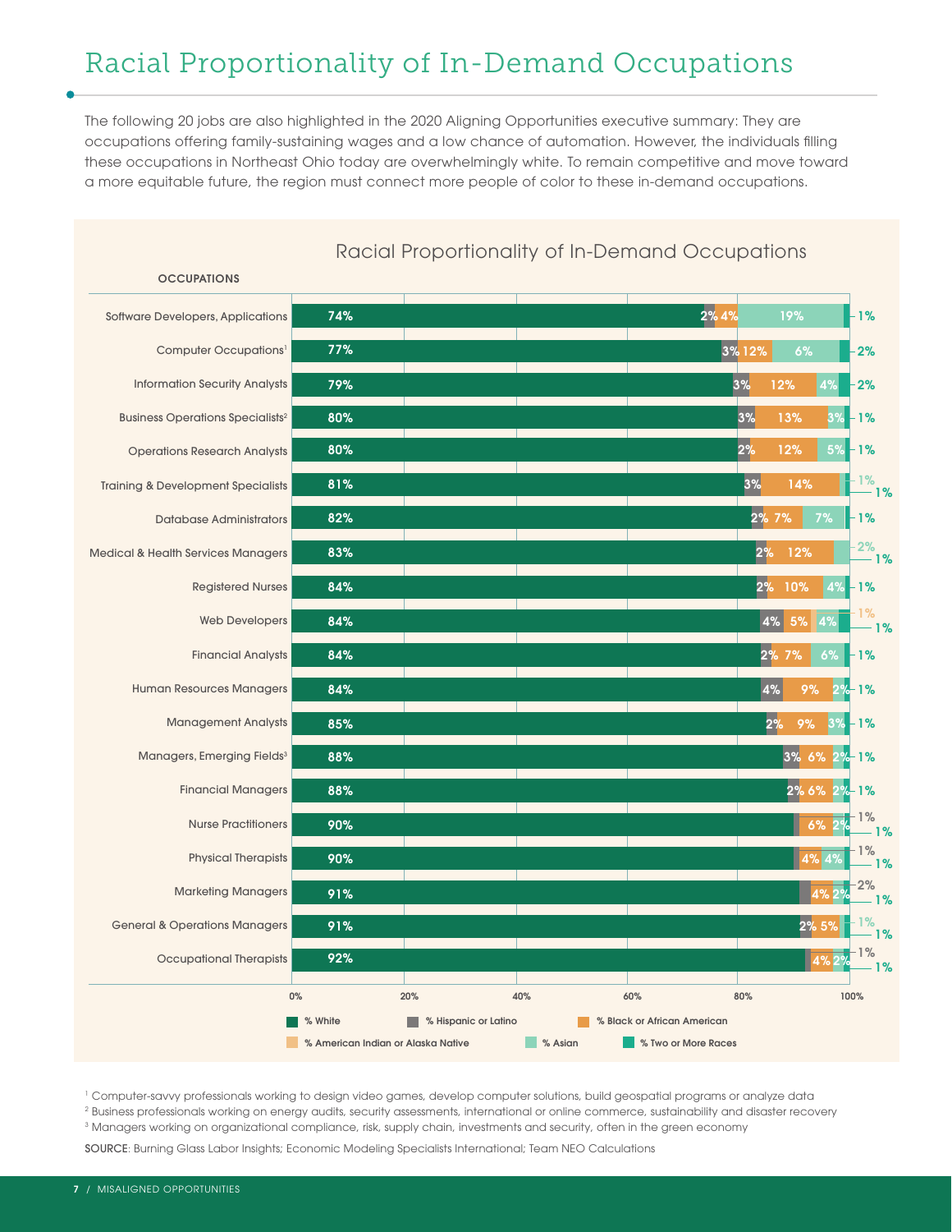# Racial Proportionality of In-Demand Occupations

The following 20 jobs are also highlighted in the 2020 Aligning Opportunities executive summary: They are occupations offering family-sustaining wages and a low chance of automation. However, the individuals filling these occupations in Northeast Ohio today are overwhelmingly white. To remain competitive and move toward a more equitable future, the region must connect more people of color to these in-demand occupations.

## Racial Proportionality of In-Demand Occupations

| Occupations | % White | % Hispanic or Latino | % Black or African American | % American Indian or Alaska Native | % Asian | % Two or More Races |
|---|---|---|---|---|---|---|
| Software Developers, Applications | 74% | 2% | 4% | | 19% | 1% |
| Computer Occupations[1] | 77% | 3% | 12% | | 6% | 2% |
| Information Security Analysts | 79% | 3% | 12% | | 4% | 2% |
| Business Operations Specialists[2] | 80% | 3% | 13% | | 3% | 1% |
| Operations Research Analysts | 80% | 2% | 12% | | 5% | 1% |
| Training & Development Specialists | 81% | 3% | 14% | | 1% | 1% |
| Database Administrators | 82% | 2% | 7% | | 7% | 1% |
| Medical & Health Services Managers | 83% | 2% | 12% | | 2% | 1% |
| Registered Nurses | 84% | 2% | 10% | | 4% | 1% |
| Web Developers | 84% | 4% | 5% | 1% | 4% | 1% |
| Financial Analysts | 84% | 2% | 7% | | 6% | 1% |
| Human Resources Managers | 84% | 4% | 9% | | 2% | 1% |
| Management Analysts | 85% | 2% | 9% | | 3% | 1% |
| Managers, Emerging Fields[3] | 88% | 3% | 6% | | 2% | 1% |
| Financial Managers | 88% | 2% | 6% | | 2% | 1% |
| Nurse Practitioners | 90% | 1% | 6% | | 2% | 1% |
| Physical Therapists | 90% | 1% | 4% | | 4% | 1% |
| Marketing Managers | 91% | 2% | 4% | | 2% | 1% |
| General & Operations Managers | 91% | 2% | 5% | | 1% | 1% |
| Occupational Therapists | 92% | 1% | 4% | | 2% | 1% |

[1] Computer-savvy professionals working to design video games, develop computer solutions, build geospatial programs or analyze data

[2] Business professionals working on energy audits, security assessments, international or online commerce, sustainability and disaster recovery

[3] Managers working on organizational compliance, risk, supply chain, investments and security, often in the green economy

**SOURCE**: Burning Glass Labor Insights; Economic Modeling Specialists International; Team NEO Calculations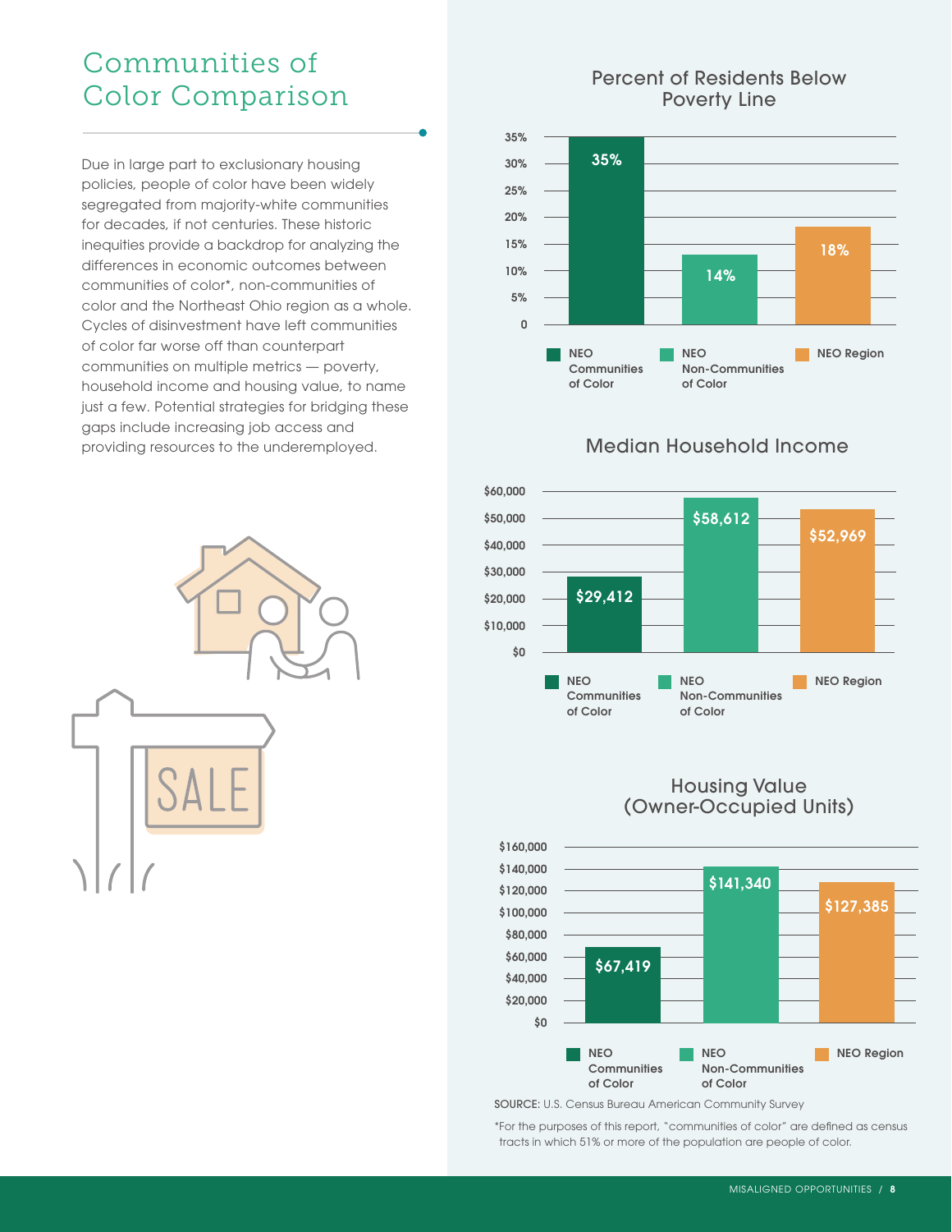# Communities of Color Comparison

Due in large part to exclusionary housing policies, people of color have been widely segregated from majority-white communities for decades, if not centuries. These historic inequities provide a backdrop for analyzing the differences in economic outcomes between communities of color*, non-communities of color and the Northeast Ohio region as a whole. Cycles of disinvestment have left communities of color far worse off than counterpart communities on multiple metrics — poverty, household income and housing value, to name just a few. Potential strategies for bridging these gaps include increasing job access and providing resources to the underemployed.

## Percent of Residents Below Poverty Line

| | Percent |
|---|---|
| NEO Communities of Color | 35% |
| NEO Non-Communities of Color | 14% |
| NEO Region | 18% |

## Median Household Income

| | Median Household Income |
|---|---|
| NEO Communities of Color | $29,412 |
| NEO Non-Communities of Color | $58,612 |
| NEO Region | $52,969 |

## Housing Value (Owner-Occupied Units)

| | Housing Value |
|---|---|
| NEO Communities of Color | $67,419 |
| NEO Non-Communities of Color | $141,340 |
| NEO Region | $127,385 |

**SOURCE:** U.S. Census Bureau American Community Survey

*For the purposes of this report, "communities of color" are defined as census tracts in which 51% or more of the population are people of color.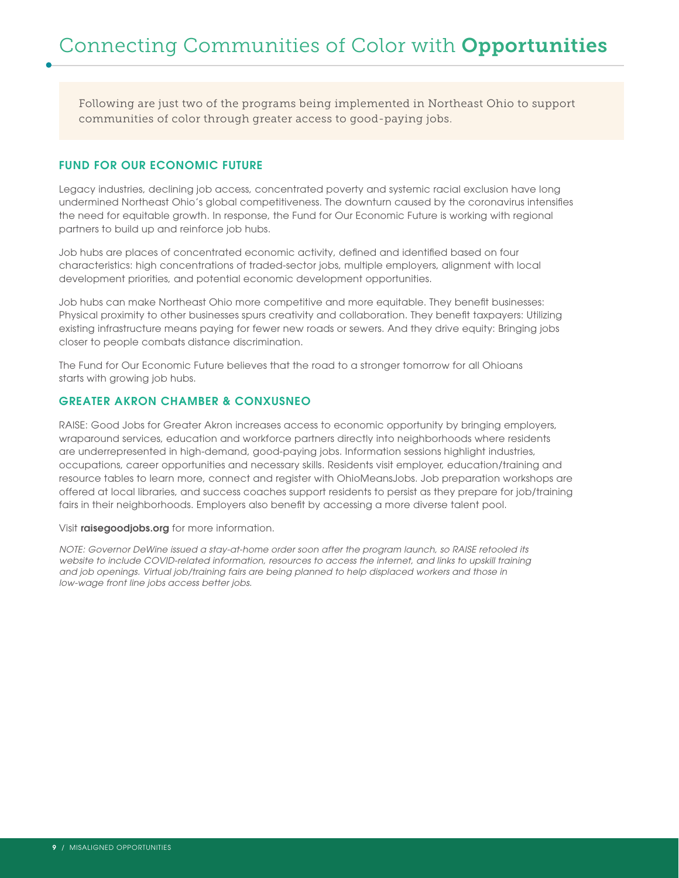# Connecting Communities of Color with **Opportunities**

Following are just two of the programs being implemented in Northeast Ohio to support communities of color through greater access to good-paying jobs.

## FUND FOR OUR ECONOMIC FUTURE

Legacy industries, declining job access, concentrated poverty and systemic racial exclusion have long undermined Northeast Ohio's global competitiveness. The downturn caused by the coronavirus intensifies the need for equitable growth. In response, the Fund for Our Economic Future is working with regional partners to build up and reinforce job hubs.

Job hubs are places of concentrated economic activity, defined and identified based on four characteristics: high concentrations of traded-sector jobs, multiple employers, alignment with local development priorities, and potential economic development opportunities.

Job hubs can make Northeast Ohio more competitive and more equitable. They benefit businesses: Physical proximity to other businesses spurs creativity and collaboration. They benefit taxpayers: Utilizing existing infrastructure means paying for fewer new roads or sewers. And they drive equity: Bringing jobs closer to people combats distance discrimination.

The Fund for Our Economic Future believes that the road to a stronger tomorrow for all Ohioans starts with growing job hubs.

## GREATER AKRON CHAMBER & CONXUSNEO

RAISE: Good Jobs for Greater Akron increases access to economic opportunity by bringing employers, wraparound services, education and workforce partners directly into neighborhoods where residents are underrepresented in high-demand, good-paying jobs. Information sessions highlight industries, occupations, career opportunities and necessary skills. Residents visit employer, education/training and resource tables to learn more, connect and register with OhioMeansJobs. Job preparation workshops are offered at local libraries, and success coaches support residents to persist as they prepare for job/training fairs in their neighborhoods. Employers also benefit by accessing a more diverse talent pool.

Visit **raisegoodjobs.org** for more information.

*NOTE: Governor DeWine issued a stay-at-home order soon after the program launch, so RAISE retooled its website to include COVID-related information, resources to access the internet, and links to upskill training and job openings. Virtual job/training fairs are being planned to help displaced workers and those in low-wage front line jobs access better jobs.*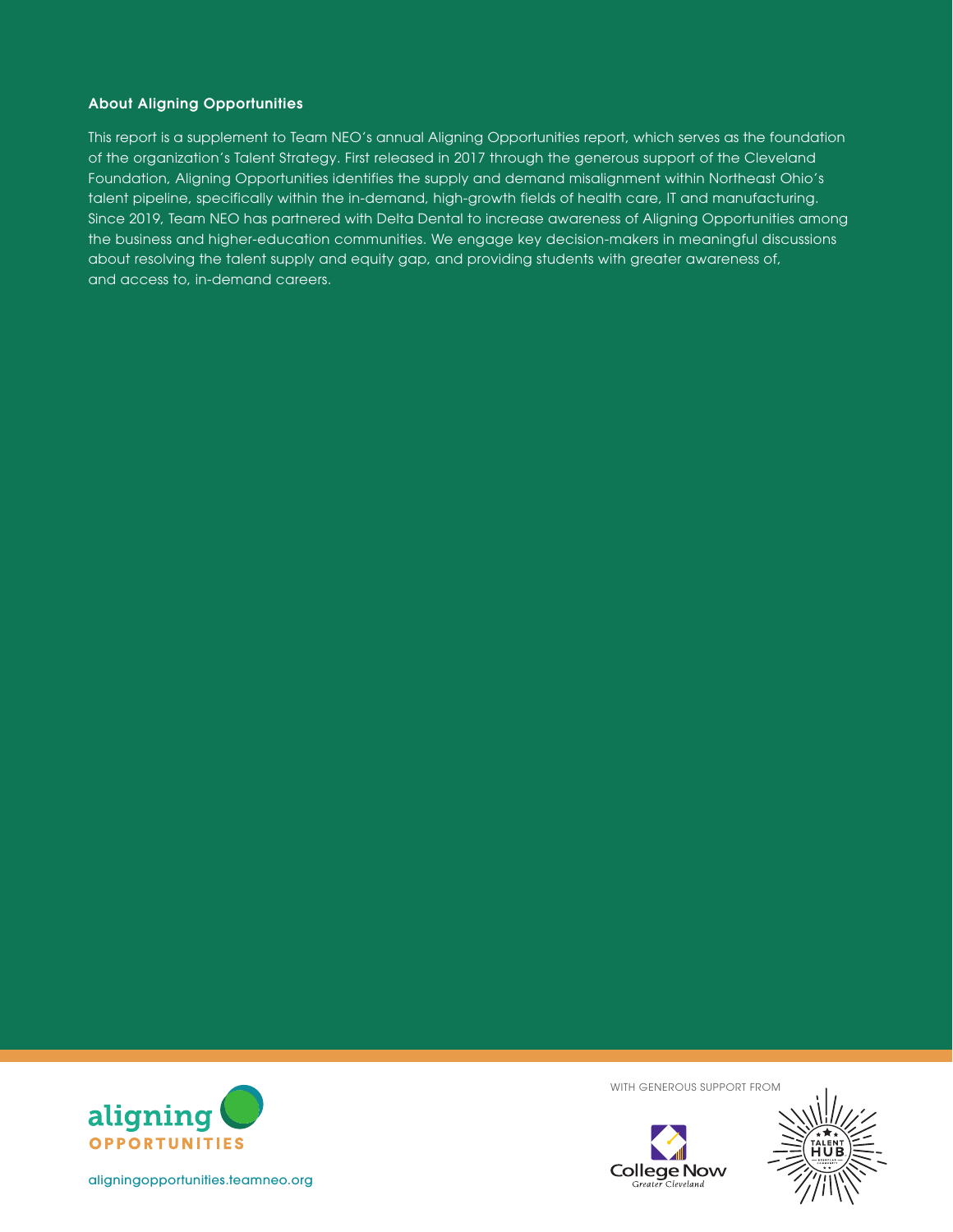### About Aligning Opportunities

This report is a supplement to Team NEO's annual Aligning Opportunities report, which serves as the foundation of the organization's Talent Strategy. First released in 2017 through the generous support of the Cleveland Foundation, Aligning Opportunities identifies the supply and demand misalignment within Northeast Ohio's talent pipeline, specifically within the in-demand, high-growth fields of health care, IT and manufacturing. Since 2019, Team NEO has partnered with Delta Dental to increase awareness of Aligning Opportunities among the business and higher-education communities. We engage key decision-makers in meaningful discussions about resolving the talent supply and equity gap, and providing students with greater awareness of, and access to, in-demand careers.

aligning OPPORTUNITIES

alignin­gopportunities.teamneo.org

WITH GENEROUS SUPPORT FROM

College Now Greater Cleveland

TALENT HUB